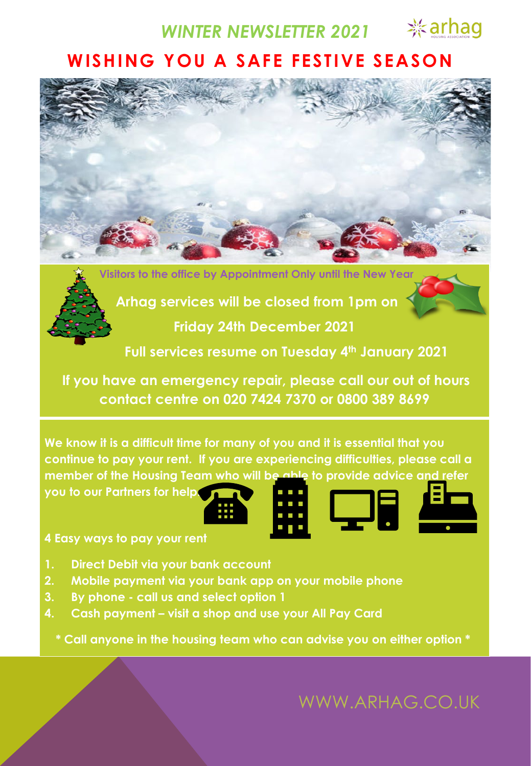# WINTER NEWSLETTER 2021

## WISHING YOU A SAFE FESTIVE SEASON

Visitors to the office by Appointment Only until the New Year

**Arhag services will be closed from 1pm on Friday 24th December 2021**

**Full services resume on Tuesday 4th January 2021**

**If you have an emergency repair, please call our out of hours contact centre on 020 7424 7370 or 0800 389 8699**

We know it is a difficult time for many of you and it is essential that you continue to pay your rent. If you are experiencing difficulties, please call a member of the Housing Team who will be able to provide advice and refer you to our Partners for help.

**4 Easy ways to pay your rent**

1. Direct Debit via your bank account
2. Mobile payment via your bank app on your mobile phone
3. By phone - call us and select option 1
4. Cash payment – visit a shop and use your All Pay Card

* Call anyone in the housing team who can advise you on either option *

WWW.ARHAG.CO.UK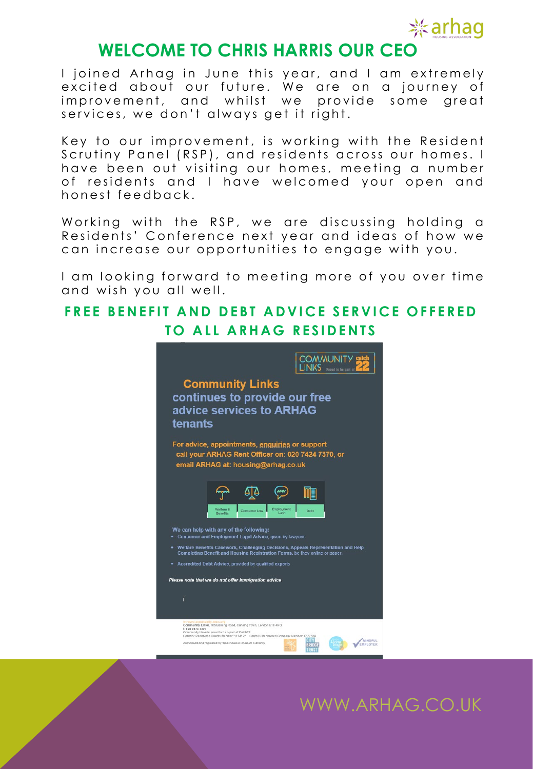# WELCOME TO CHRIS HARRIS OUR CEO

I joined Arhag in June this year, and I am extremely excited about our future. We are on a journey of improvement, and whilst we provide some great services, we don't always get it right.

Key to our improvement, is working with the Resident Scrutiny Panel (RSP), and residents across our homes. I have been out visiting our homes, meeting a number of residents and I have welcomed your open and honest feedback.

Working with the RSP, we are discussing holding a Residents' Conference next year and ideas of how we can increase our opportunities to engage with you.

I am looking forward to meeting more of you over time and wish you all well.

## FREE BENEFIT AND DEBT ADVICE SERVICE OFFERED TO ALL ARHAG RESIDENTS

COMMUNITY LINKS catch 22

### Community Links continues to provide our free advice services to ARHAG tenants

For advice, appointments, enquiries or support call your ARHAG Rent Officer on: 020 7424 7370, or email ARHAG at: housing@arhag.co.uk

Welfare & Benefits | Consumer Law | Employment Law | Debt

We can help with any of the following:

- Consumer and Employment Legal Advice, given by lawyers
- Welfare Benefits Casework, Challenging Decisions, Appeals Representation and Help Completing Benefit and Housing Registration Forms, be they online or paper,
- Accredited Debt Advice, provided by qualified experts

*Please note that we do not offer immigration advice*

WWW.ARHAG.CO.UK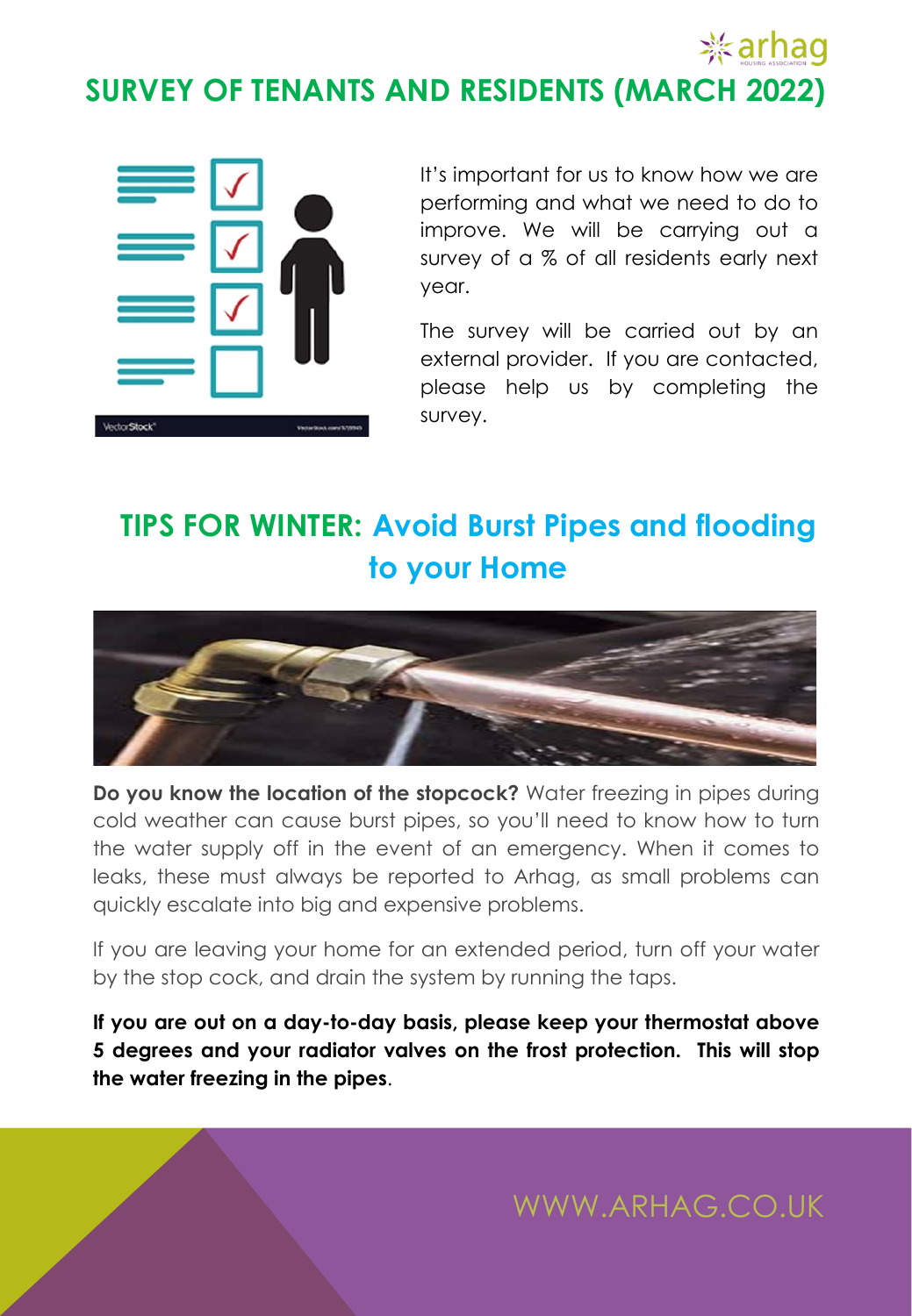# SURVEY OF TENANTS AND RESIDENTS (MARCH 2022)

It's important for us to know how we are performing and what we need to do to improve. We will be carrying out a survey of a % of all residents early next year.

The survey will be carried out by an external provider. If you are contacted, please help us by completing the survey.

## TIPS FOR WINTER: Avoid Burst Pipes and flooding to your Home

**Do you know the location of the stopcock?** Water freezing in pipes during cold weather can cause burst pipes, so you'll need to know how to turn the water supply off in the event of an emergency. When it comes to leaks, these must always be reported to Arhag, as small problems can quickly escalate into big and expensive problems.

If you are leaving your home for an extended period, turn off your water by the stop cock, and drain the system by running the taps.

**If you are out on a day-to-day basis, please keep your thermostat above 5 degrees and your radiator valves on the frost protection. This will stop the water freezing in the pipes**.

WWW.ARHAG.CO.UK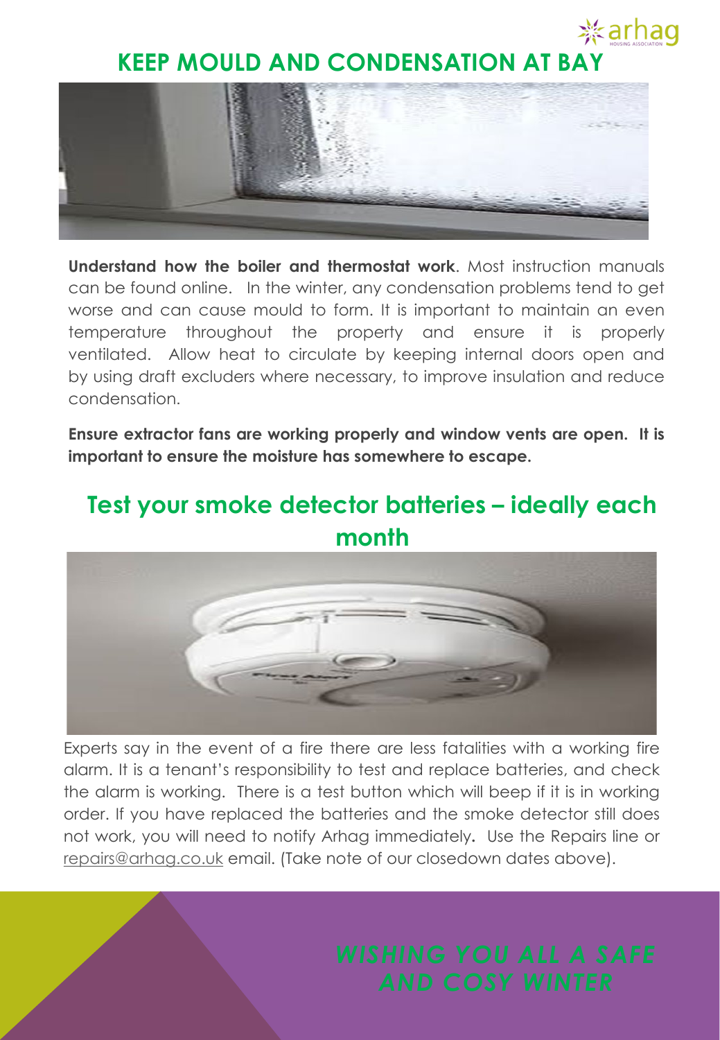# KEEP MOULD AND CONDENSATION AT BAY

**Understand how the boiler and thermostat work**. Most instruction manuals can be found online. In the winter, any condensation problems tend to get worse and can cause mould to form. It is important to maintain an even temperature throughout the property and ensure it is properly ventilated. Allow heat to circulate by keeping internal doors open and by using draft excluders where necessary, to improve insulation and reduce condensation.

**Ensure extractor fans are working properly and window vents are open. It is important to ensure the moisture has somewhere to escape.**

## Test your smoke detector batteries – ideally each month

Experts say in the event of a fire there are less fatalities with a working fire alarm. It is a tenant's responsibility to test and replace batteries, and check the alarm is working. There is a test button which will beep if it is in working order. If you have replaced the batteries and the smoke detector still does not work, you will need to notify Arhag immediately**.** Use the Repairs line or repairs@arhag.co.uk email. (Take note of our closedown dates above).

*WISHING YOU ALL A SAFE AND COSY WINTER*